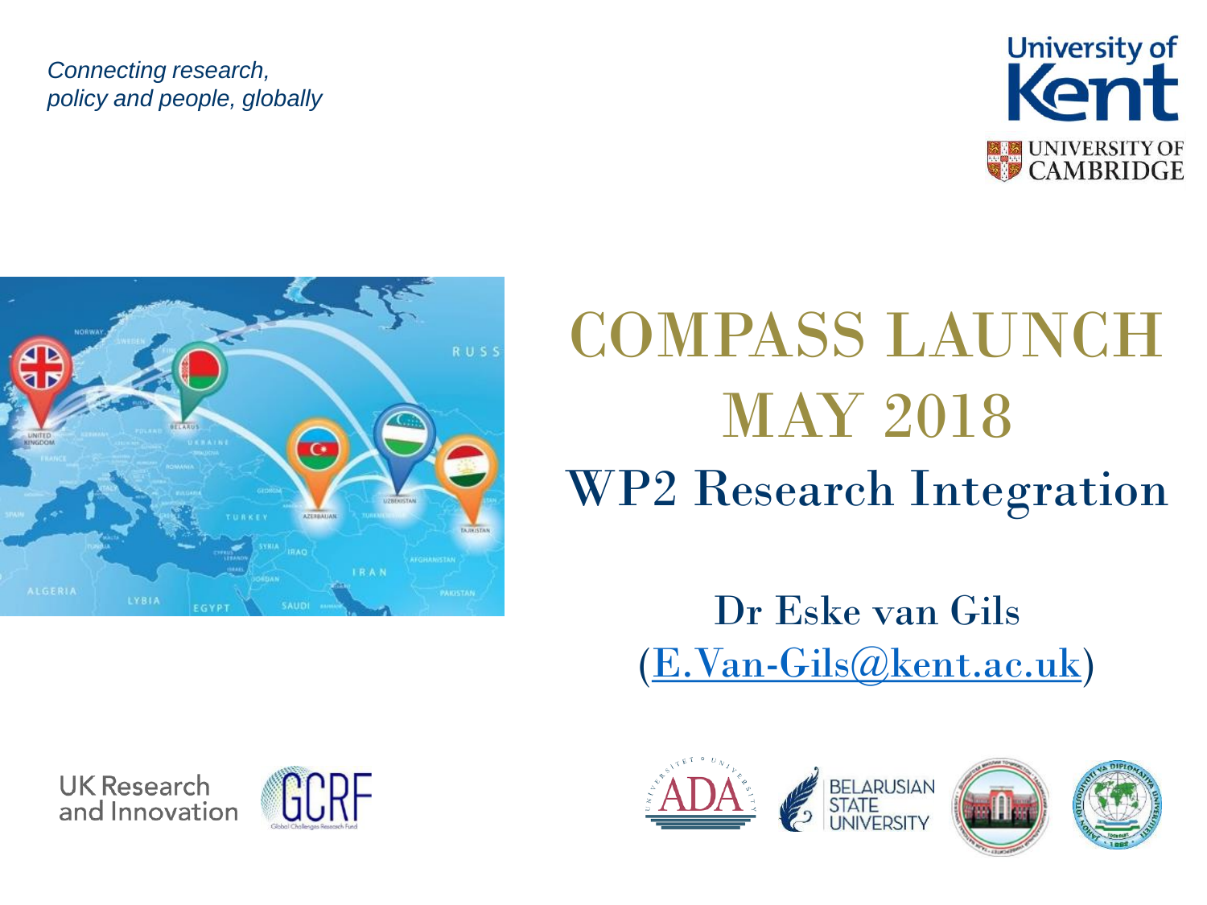*Connecting research, policy and people, globally*

University of Kent

UNIVERSITY OF CAMBRIDGE

# COMPASS LAUNCH MAY 2018

## WP2 Research Integration

Dr Eske van Gils
(E.Van-Gils@kent.ac.uk)

UK Research and Innovation

GCRF

ADA

BELARUSIAN STATE UNIVERSITY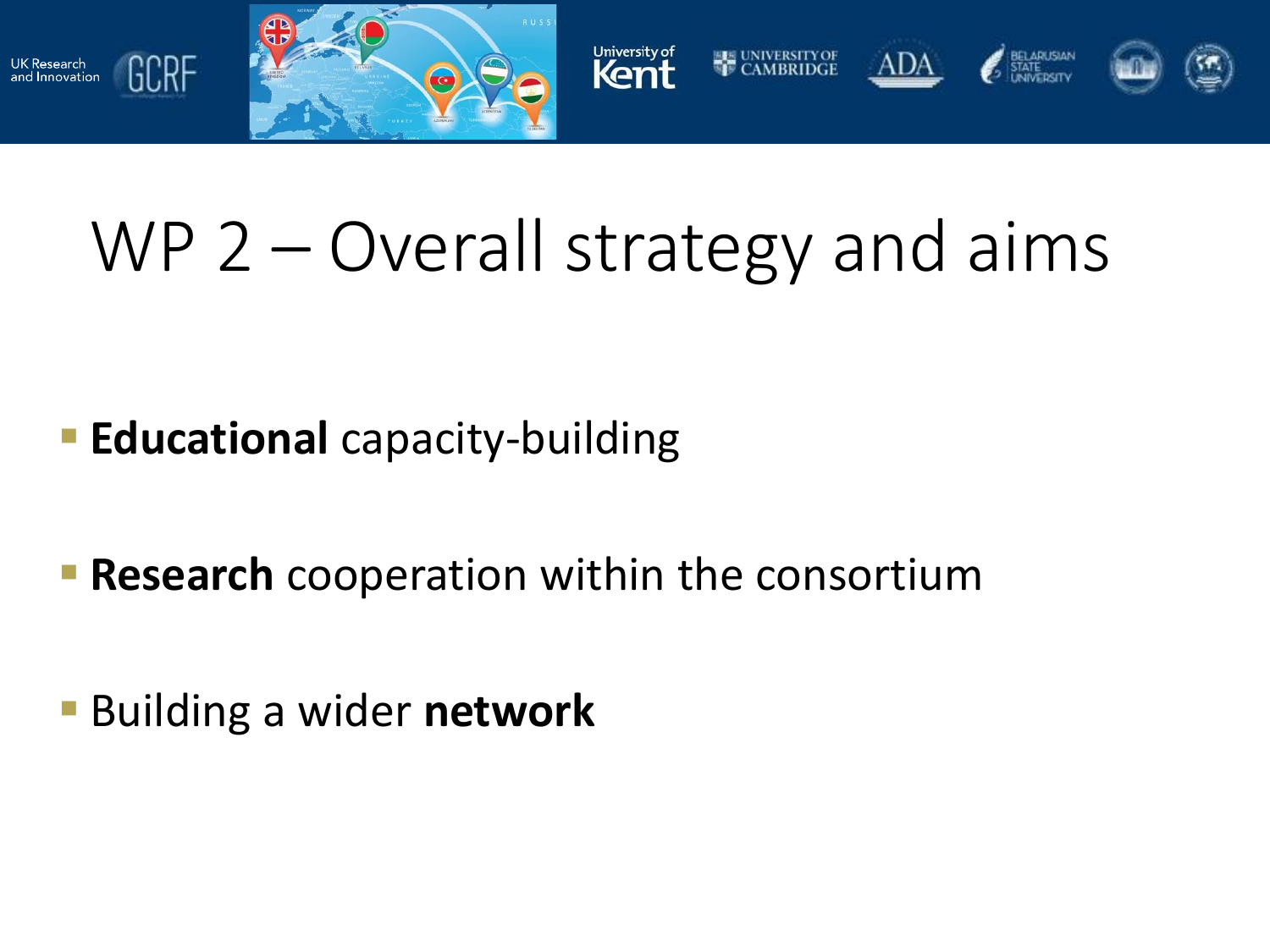# WP 2 – Overall strategy and aims

- **Educational** capacity-building
- **Research** cooperation within the consortium
- Building a wider **network**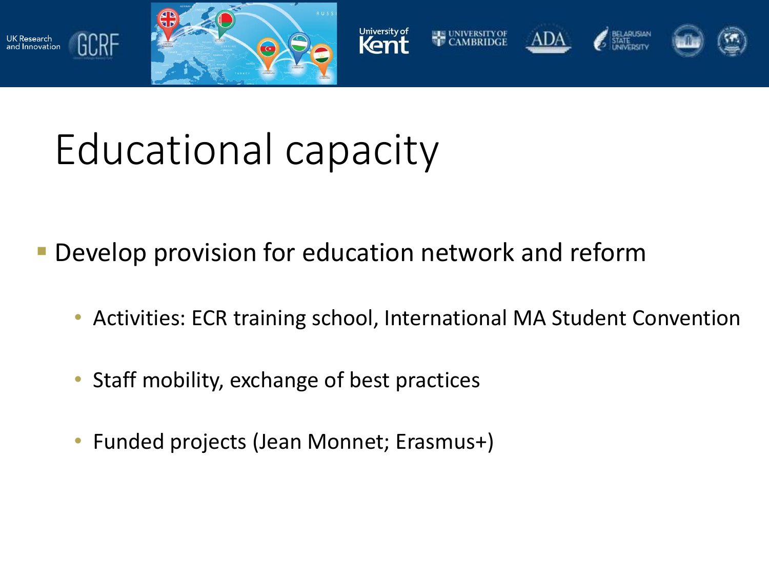# Educational capacity

- Develop provision for education network and reform
  - Activities: ECR training school, International MA Student Convention
  - Staff mobility, exchange of best practices
  - Funded projects (Jean Monnet; Erasmus+)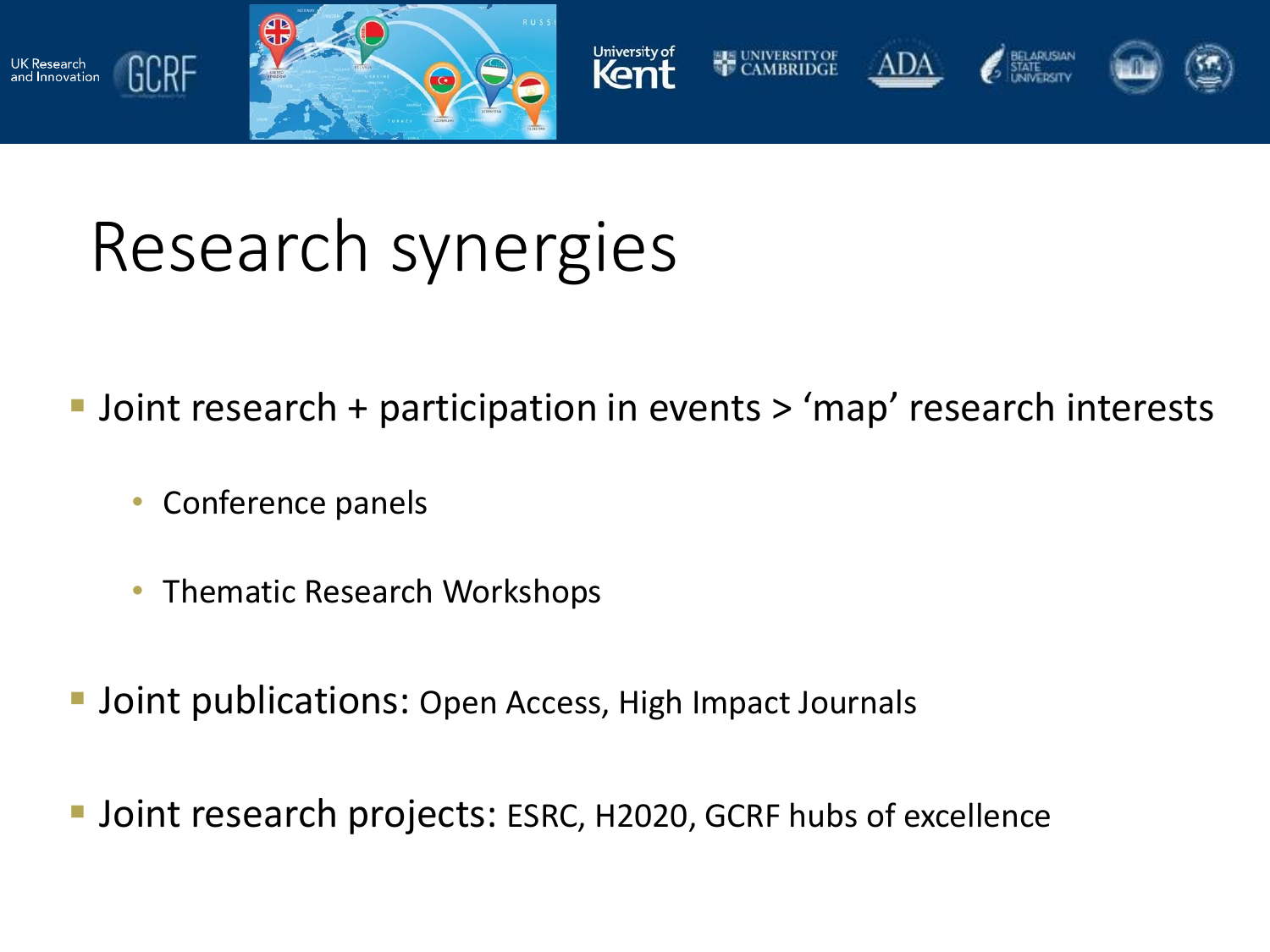# Research synergies

- Joint research + participation in events > 'map' research interests
  - Conference panels
  - Thematic Research Workshops
- Joint publications: Open Access, High Impact Journals
- Joint research projects: ESRC, H2020, GCRF hubs of excellence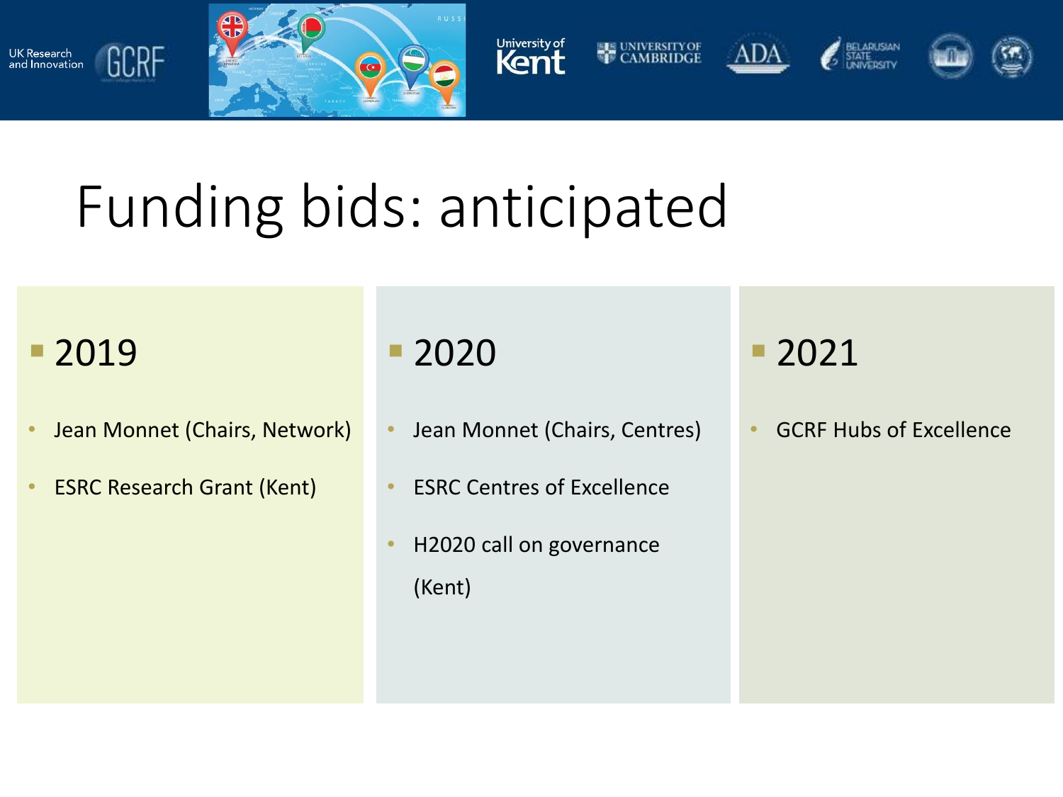# Funding bids: anticipated

- 2019
  - Jean Monnet (Chairs, Network)
  - ESRC Research Grant (Kent)

- 2020
  - Jean Monnet (Chairs, Centres)
  - ESRC Centres of Excellence
  - H2020 call on governance (Kent)

- 2021
  - GCRF Hubs of Excellence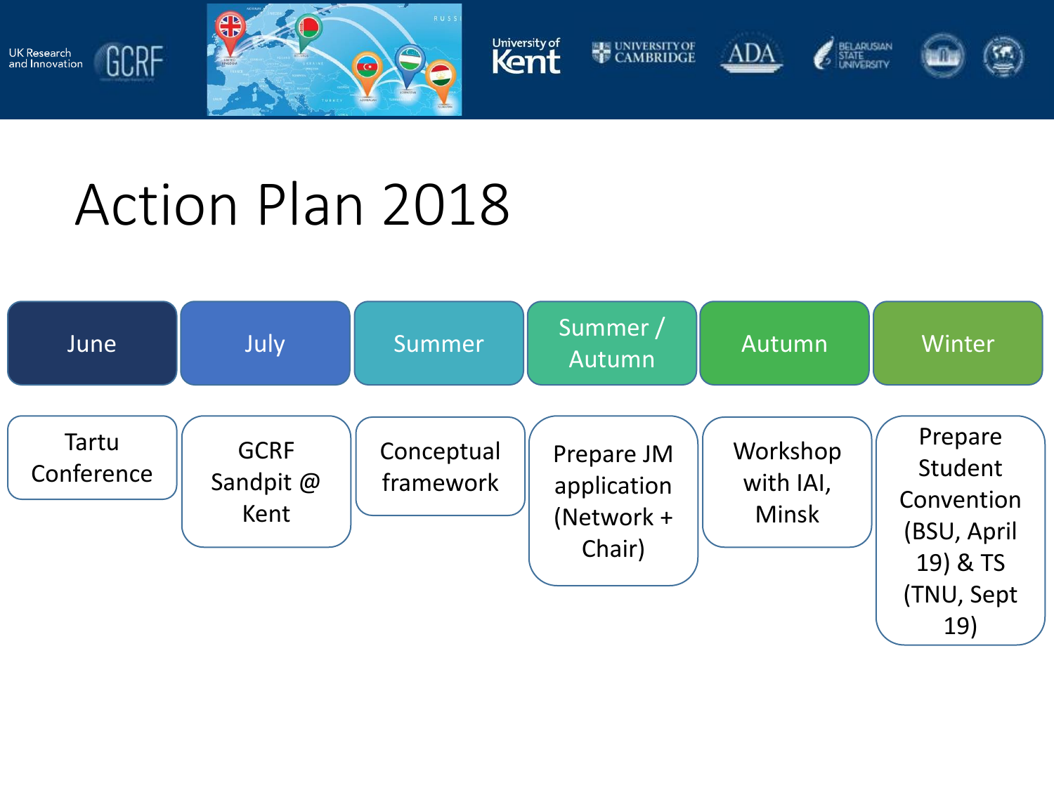# Action Plan 2018

| June | July | Summer | Summer / Autumn | Autumn | Winter |
| --- | --- | --- | --- | --- | --- |
| Tartu Conference | GCRF Sandpit @ Kent | Conceptual framework | Prepare JM application (Network + Chair) | Workshop with IAI, Minsk | Prepare Student Convention (BSU, April 19) & TS (TNU, Sept 19) |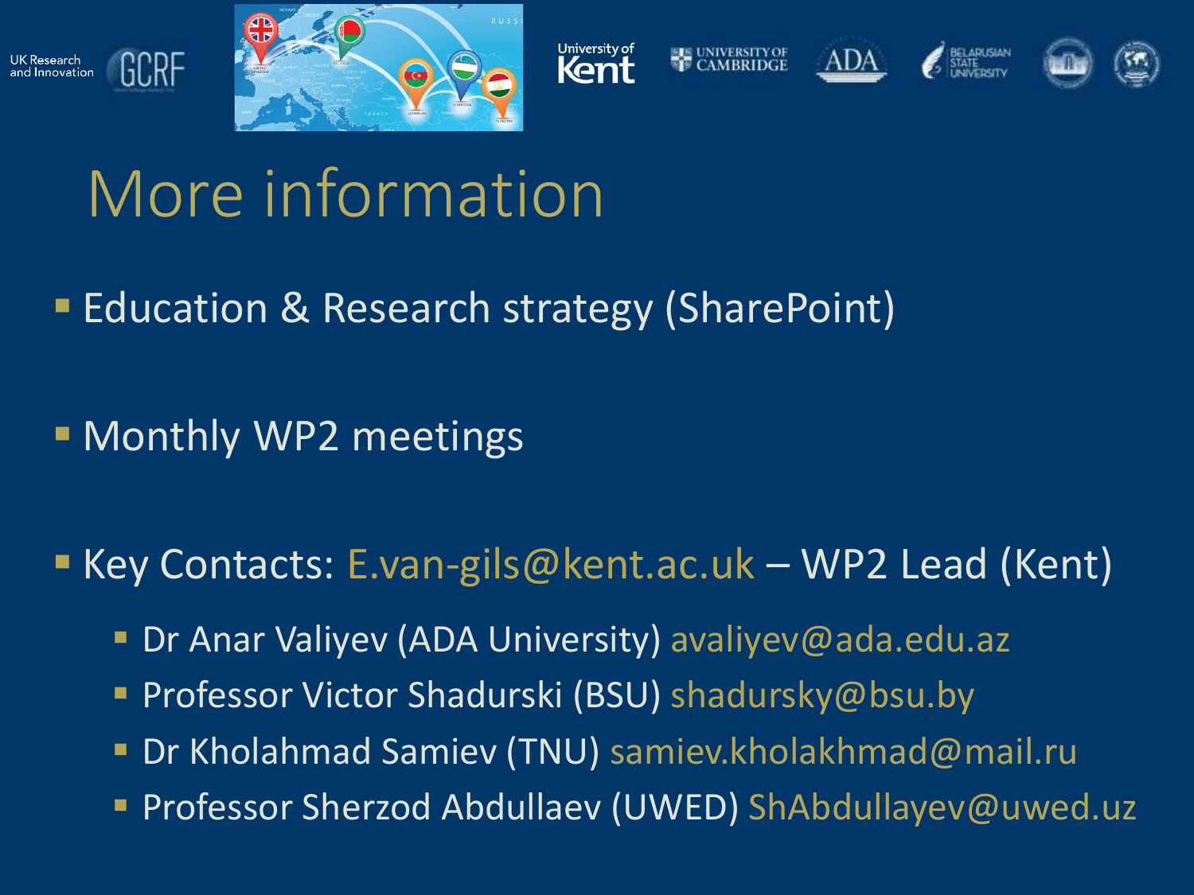# More information

- Education & Research strategy (SharePoint)
- Monthly WP2 meetings
- Key Contacts: E.van-gils@kent.ac.uk – WP2 Lead (Kent)
  - Dr Anar Valiyev (ADA University) avaliyev@ada.edu.az
  - Professor Victor Shadurski (BSU) shadursky@bsu.by
  - Dr Kholahmad Samiev (TNU) samiev.kholakhmad@mail.ru
  - Professor Sherzod Abdullaev (UWED) ShAbdullayev@uwed.uz